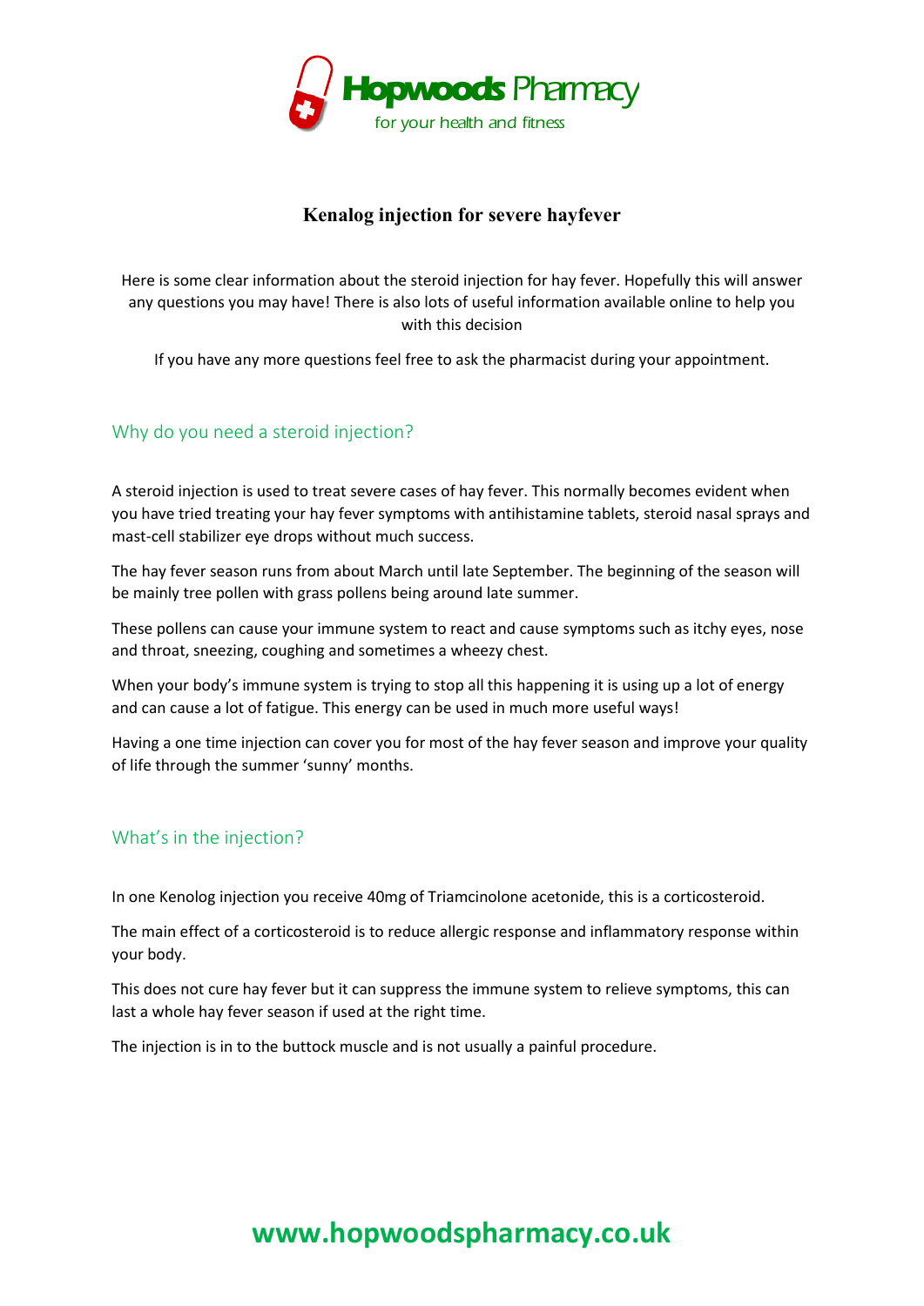**Hopwoods Pharmacy**
for your health and fitness

# Kenalog injection for severe hayfever

Here is some clear information about the steroid injection for hay fever. Hopefully this will answer any questions you may have! There is also lots of useful information available online to help you with this decision

If you have any more questions feel free to ask the pharmacist during your appointment.

## Why do you need a steroid injection?

A steroid injection is used to treat severe cases of hay fever. This normally becomes evident when you have tried treating your hay fever symptoms with antihistamine tablets, steroid nasal sprays and mast-cell stabilizer eye drops without much success.

The hay fever season runs from about March until late September. The beginning of the season will be mainly tree pollen with grass pollens being around late summer.

These pollens can cause your immune system to react and cause symptoms such as itchy eyes, nose and throat, sneezing, coughing and sometimes a wheezy chest.

When your body's immune system is trying to stop all this happening it is using up a lot of energy and can cause a lot of fatigue. This energy can be used in much more useful ways!

Having a one time injection can cover you for most of the hay fever season and improve your quality of life through the summer 'sunny' months.

## What's in the injection?

In one Kenalog injection you receive 40mg of Triamcinolone acetonide, this is a corticosteroid.

The main effect of a corticosteroid is to reduce allergic response and inflammatory response within your body.

This does not cure hay fever but it can suppress the immune system to relieve symptoms, this can last a whole hay fever season if used at the right time.

The injection is in to the buttock muscle and is not usually a painful procedure.

**www.hopwoodspharmacy.co.uk**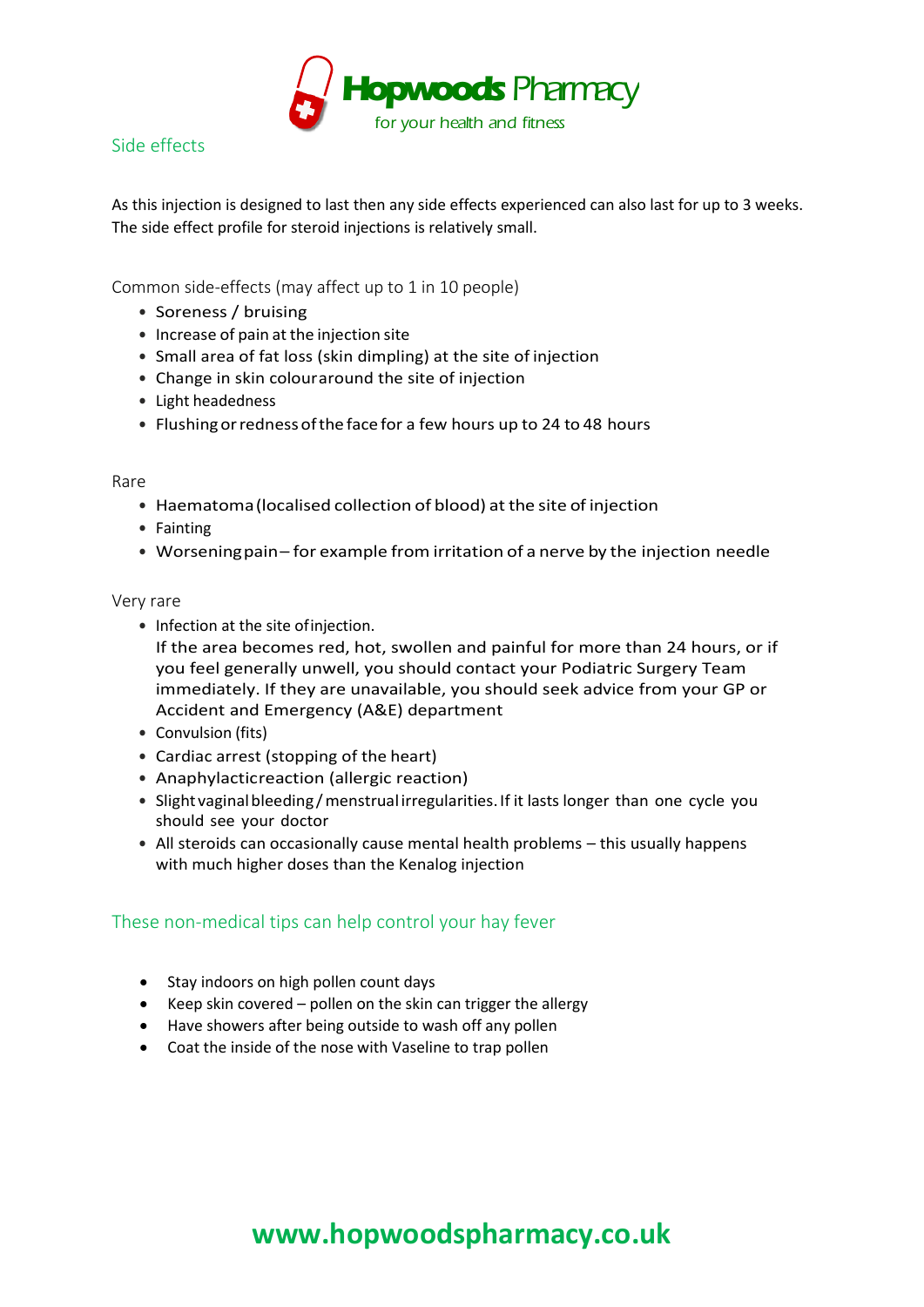## Side effects

As this injection is designed to last then any side effects experienced can also last for up to 3 weeks. The side effect profile for steroid injections is relatively small.

### Common side-effects (may affect up to 1 in 10 people)

- Soreness / bruising
- Increase of pain at the injection site
- Small area of fat loss (skin dimpling) at the site of injection
- Change in skin colouraround the site of injection
- Light headedness
- Flushing or redness of the face for a few hours up to 24 to 48 hours

### Rare

- Haematoma (localised collection of blood) at the site of injection
- Fainting
- Worsening pain – for example from irritation of a nerve by the injection needle

### Very rare

- Infection at the site ofinjection.
  If the area becomes red, hot, swollen and painful for more than 24 hours, or if you feel generally unwell, you should contact your Podiatric Surgery Team immediately. If they are unavailable, you should seek advice from your GP or Accident and Emergency (A&E) department
- Convulsion (fits)
- Cardiac arrest (stopping of the heart)
- Anaphylacticreaction (allergic reaction)
- Slight vaginal bleeding / menstrual irregularities. If it lasts longer than one cycle you should see your doctor
- All steroids can occasionally cause mental health problems – this usually happens with much higher doses than the Kenalog injection

## These non-medical tips can help control your hay fever

- Stay indoors on high pollen count days
- Keep skin covered – pollen on the skin can trigger the allergy
- Have showers after being outside to wash off any pollen
- Coat the inside of the nose with Vaseline to trap pollen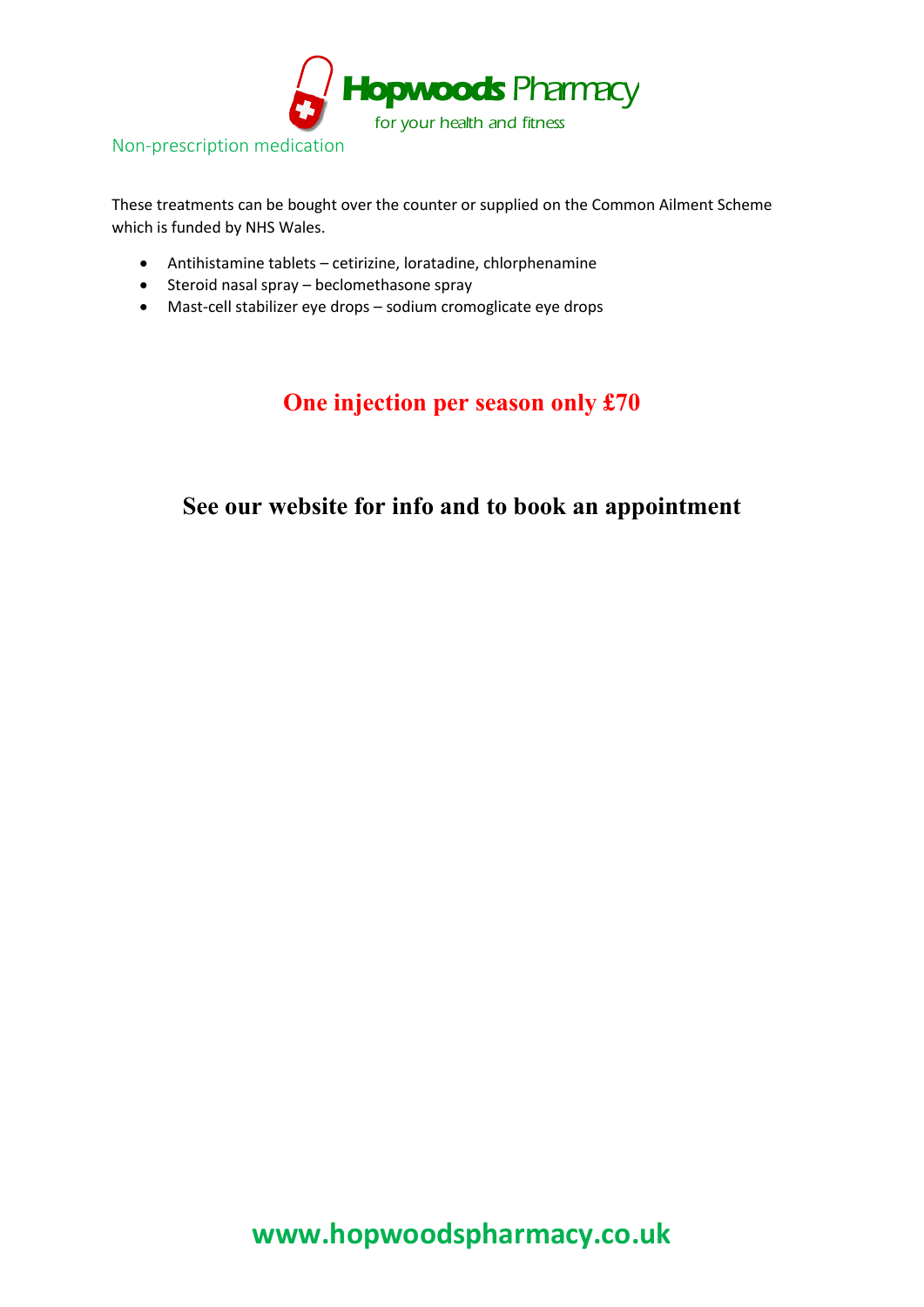**Hopwoods Pharmacy**
*for your health and fitness*

## Non-prescription medication

These treatments can be bought over the counter or supplied on the Common Ailment Scheme which is funded by NHS Wales.

- Antihistamine tablets – cetirizine, loratadine, chlorphenamine
- Steroid nasal spray – beclomethasone spray
- Mast-cell stabilizer eye drops – sodium cromoglicate eye drops

**One injection per season only £70**

**See our website for info and to book an appointment**

**www.hopwoodspharmacy.co.uk**